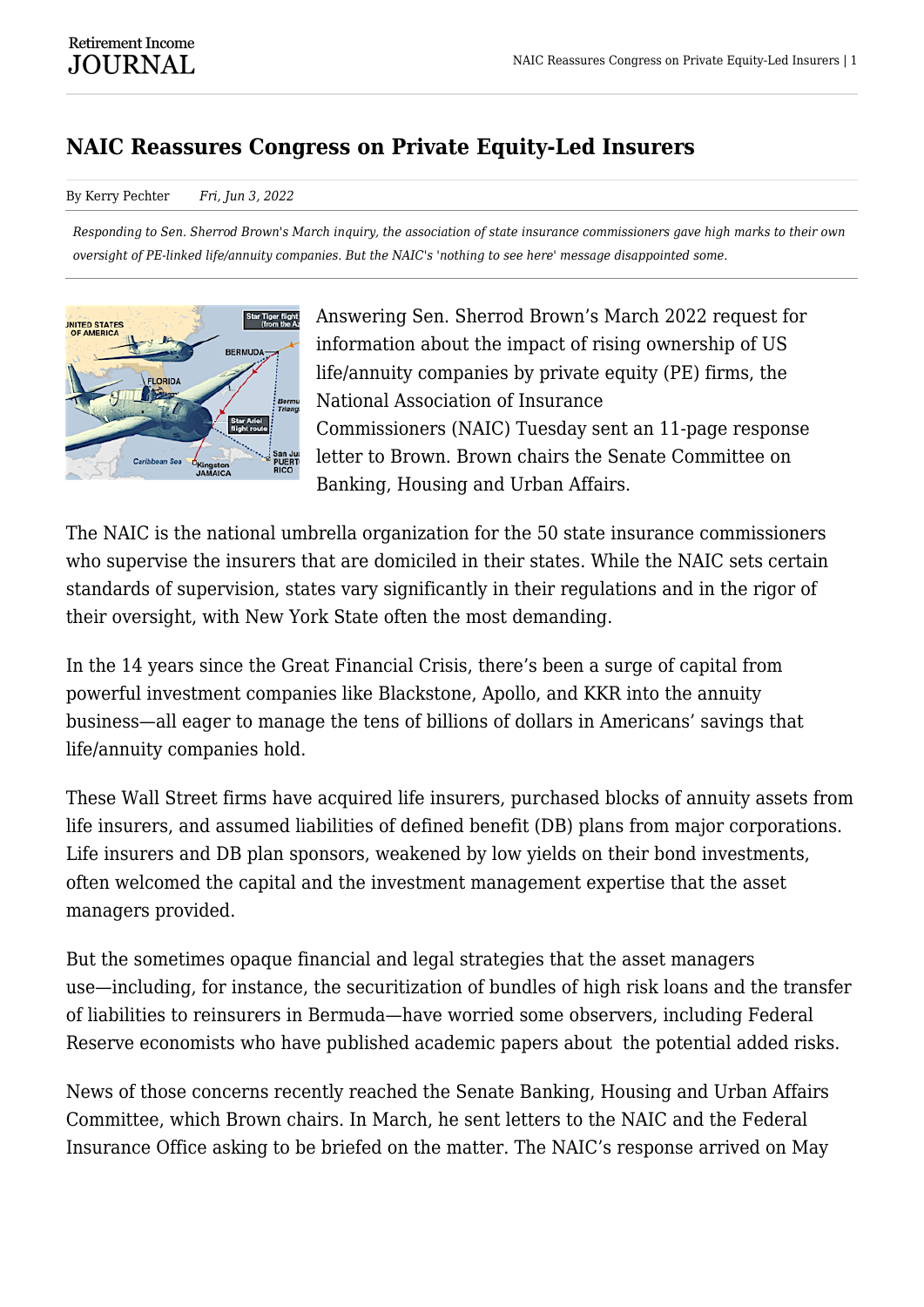# NAIC Reassures Congress on Private Equity-Led Insurers

By Kerry Pechter *Fri, Jun 3, 2022*

*Responding to Sen. Sherrod Brown's March inquiry, the association of state insurance commissioners gave high marks to their own oversight of PE-linked life/annuity companies. But the NAIC's 'nothing to see here' message disappointed some.*

Answering Sen. Sherrod Brown's March 2022 request for information about the impact of rising ownership of US life/annuity companies by private equity (PE) firms, the National Association of Insurance Commissioners (NAIC) Tuesday sent an 11-page response letter to Brown. Brown chairs the Senate Committee on Banking, Housing and Urban Affairs.

The NAIC is the national umbrella organization for the 50 state insurance commissioners who supervise the insurers that are domiciled in their states. While the NAIC sets certain standards of supervision, states vary significantly in their regulations and in the rigor of their oversight, with New York State often the most demanding.

In the 14 years since the Great Financial Crisis, there's been a surge of capital from powerful investment companies like Blackstone, Apollo, and KKR into the annuity business—all eager to manage the tens of billions of dollars in Americans' savings that life/annuity companies hold.

These Wall Street firms have acquired life insurers, purchased blocks of annuity assets from life insurers, and assumed liabilities of defined benefit (DB) plans from major corporations. Life insurers and DB plan sponsors, weakened by low yields on their bond investments, often welcomed the capital and the investment management expertise that the asset managers provided.

But the sometimes opaque financial and legal strategies that the asset managers use—including, for instance, the securitization of bundles of high risk loans and the transfer of liabilities to reinsurers in Bermuda—have worried some observers, including Federal Reserve economists who have published academic papers about the potential added risks.

News of those concerns recently reached the Senate Banking, Housing and Urban Affairs Committee, which Brown chairs. In March, he sent letters to the NAIC and the Federal Insurance Office asking to be briefed on the matter. The NAIC's response arrived on May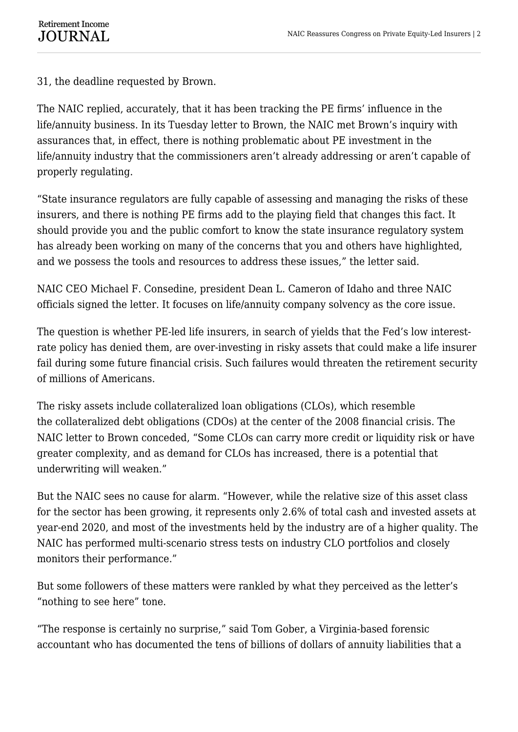31, the deadline requested by Brown.

The NAIC replied, accurately, that it has been tracking the PE firms' influence in the life/annuity business. In its Tuesday letter to Brown, the NAIC met Brown's inquiry with assurances that, in effect, there is nothing problematic about PE investment in the life/annuity industry that the commissioners aren't already addressing or aren't capable of properly regulating.

"State insurance regulators are fully capable of assessing and managing the risks of these insurers, and there is nothing PE firms add to the playing field that changes this fact. It should provide you and the public comfort to know the state insurance regulatory system has already been working on many of the concerns that you and others have highlighted, and we possess the tools and resources to address these issues," the letter said.

NAIC CEO Michael F. Consedine, president Dean L. Cameron of Idaho and three NAIC officials signed the letter. It focuses on life/annuity company solvency as the core issue.

The question is whether PE-led life insurers, in search of yields that the Fed's low interest-rate policy has denied them, are over-investing in risky assets that could make a life insurer fail during some future financial crisis. Such failures would threaten the retirement security of millions of Americans.

The risky assets include collateralized loan obligations (CLOs), which resemble the collateralized debt obligations (CDOs) at the center of the 2008 financial crisis. The NAIC letter to Brown conceded, "Some CLOs can carry more credit or liquidity risk or have greater complexity, and as demand for CLOs has increased, there is a potential that underwriting will weaken."

But the NAIC sees no cause for alarm. "However, while the relative size of this asset class for the sector has been growing, it represents only 2.6% of total cash and invested assets at year-end 2020, and most of the investments held by the industry are of a higher quality. The NAIC has performed multi-scenario stress tests on industry CLO portfolios and closely monitors their performance."

But some followers of these matters were rankled by what they perceived as the letter's "nothing to see here" tone.

"The response is certainly no surprise," said Tom Gober, a Virginia-based forensic accountant who has documented the tens of billions of dollars of annuity liabilities that a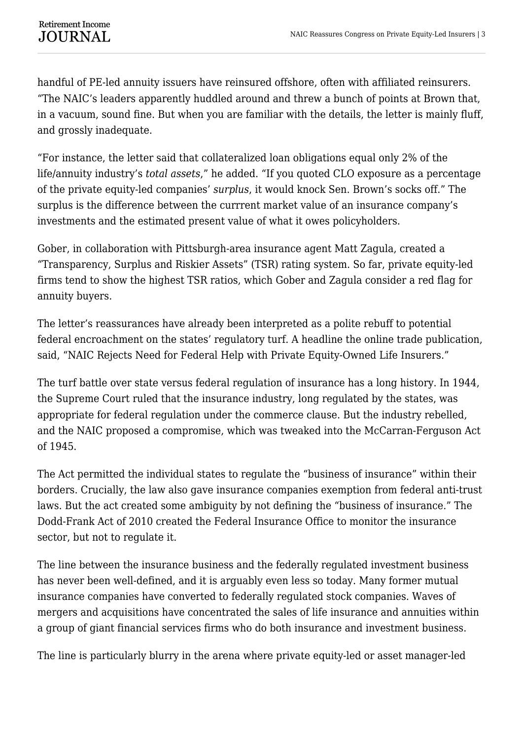handful of PE-led annuity issuers have reinsured offshore, often with affiliated reinsurers. "The NAIC's leaders apparently huddled around and threw a bunch of points at Brown that, in a vacuum, sound fine. But when you are familiar with the details, the letter is mainly fluff, and grossly inadequate.

"For instance, the letter said that collateralized loan obligations equal only 2% of the life/annuity industry's *total assets*," he added. "If you quoted CLO exposure as a percentage of the private equity-led companies' *surplus*, it would knock Sen. Brown's socks off." The surplus is the difference between the currrent market value of an insurance company's investments and the estimated present value of what it owes policyholders.

Gober, in collaboration with Pittsburgh-area insurance agent Matt Zagula, created a "Transparency, Surplus and Riskier Assets" (TSR) rating system. So far, private equity-led firms tend to show the highest TSR ratios, which Gober and Zagula consider a red flag for annuity buyers.

The letter's reassurances have already been interpreted as a polite rebuff to potential federal encroachment on the states' regulatory turf. A headline the online trade publication, said, "NAIC Rejects Need for Federal Help with Private Equity-Owned Life Insurers."

The turf battle over state versus federal regulation of insurance has a long history. In 1944, the Supreme Court ruled that the insurance industry, long regulated by the states, was appropriate for federal regulation under the commerce clause. But the industry rebelled, and the NAIC proposed a compromise, which was tweaked into the McCarran-Ferguson Act of 1945.

The Act permitted the individual states to regulate the "business of insurance" within their borders. Crucially, the law also gave insurance companies exemption from federal anti-trust laws. But the act created some ambiguity by not defining the "business of insurance." The Dodd-Frank Act of 2010 created the Federal Insurance Office to monitor the insurance sector, but not to regulate it.

The line between the insurance business and the federally regulated investment business has never been well-defined, and it is arguably even less so today. Many former mutual insurance companies have converted to federally regulated stock companies. Waves of mergers and acquisitions have concentrated the sales of life insurance and annuities within a group of giant financial services firms who do both insurance and investment business.

The line is particularly blurry in the arena where private equity-led or asset manager-led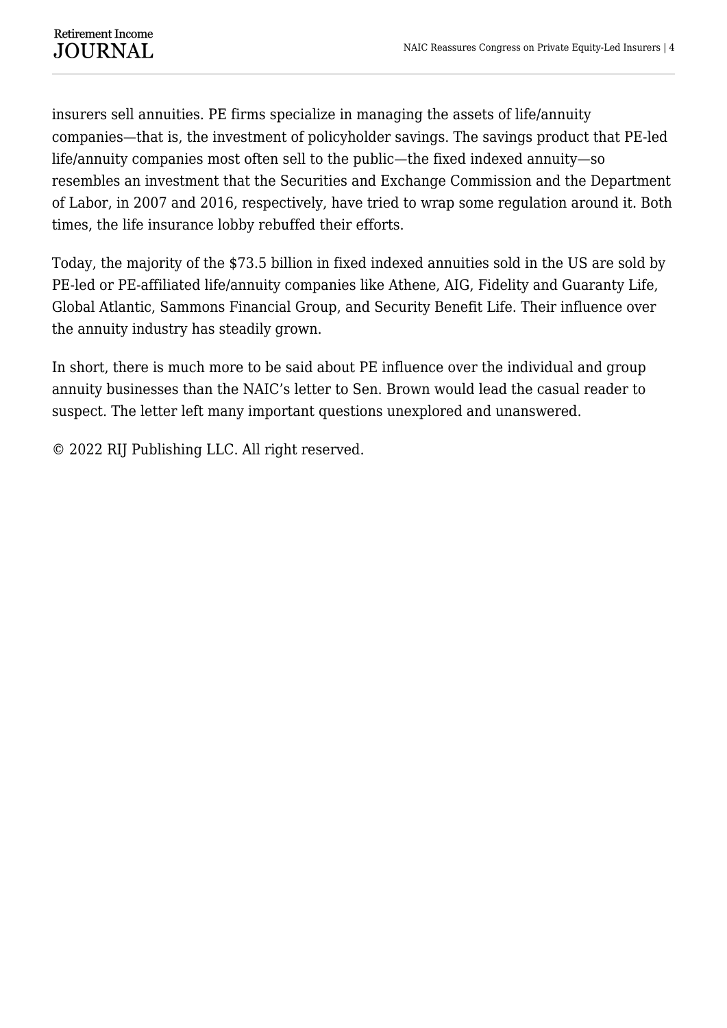insurers sell annuities. PE firms specialize in managing the assets of life/annuity companies—that is, the investment of policyholder savings. The savings product that PE-led life/annuity companies most often sell to the public—the fixed indexed annuity—so resembles an investment that the Securities and Exchange Commission and the Department of Labor, in 2007 and 2016, respectively, have tried to wrap some regulation around it. Both times, the life insurance lobby rebuffed their efforts.

Today, the majority of the $73.5 billion in fixed indexed annuities sold in the US are sold by PE-led or PE-affiliated life/annuity companies like Athene, AIG, Fidelity and Guaranty Life, Global Atlantic, Sammons Financial Group, and Security Benefit Life. Their influence over the annuity industry has steadily grown.

In short, there is much more to be said about PE influence over the individual and group annuity businesses than the NAIC's letter to Sen. Brown would lead the casual reader to suspect. The letter left many important questions unexplored and unanswered.

© 2022 RIJ Publishing LLC. All right reserved.